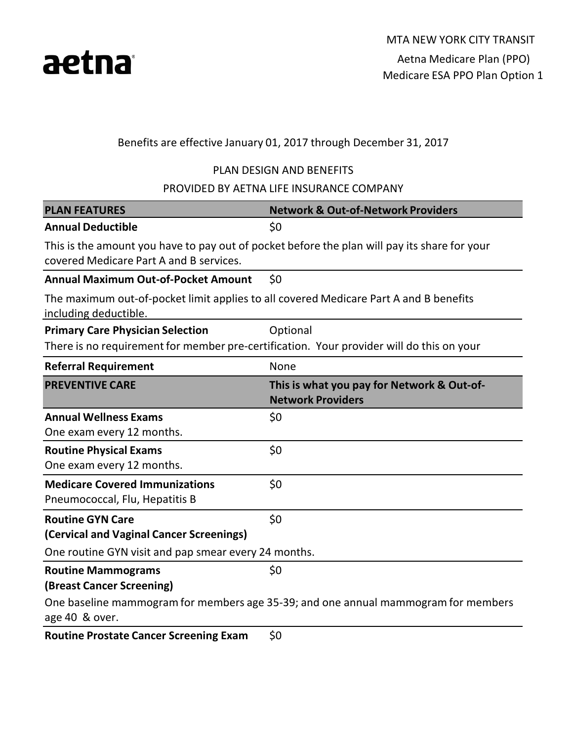aetna

MTA NEW YORK CITY TRANSIT

Aetna Medicare Plan (PPO)

Medicare ESA PPO Plan Option 1

Benefits are effective January 01, 2017 through December 31, 2017

PLAN DESIGN AND BENEFITS

PROVIDED BY AETNA LIFE INSURANCE COMPANY

| PLAN FEATURES | Network & Out-of-Network Providers |
| --- | --- |
| **Annual Deductible** | $0 |
| This is the amount you have to pay out of pocket before the plan will pay its share for your covered Medicare Part A and B services. | |
| **Annual Maximum Out-of-Pocket Amount** | $0 |
| The maximum out-of-pocket limit applies to all covered Medicare Part A and B benefits including deductible. | |
| **Primary Care Physician Selection** | Optional |
| There is no requirement for member pre-certification. Your provider will do this on your | |
| **Referral Requirement** | None |

| PREVENTIVE CARE | This is what you pay for Network & Out-of-Network Providers |
| --- | --- |
| **Annual Wellness Exams**<br>One exam every 12 months. | $0 |
| **Routine Physical Exams**<br>One exam every 12 months. | $0 |
| **Medicare Covered Immunizations**<br>Pneumococcal, Flu, Hepatitis B | $0 |
| **Routine GYN Care (Cervical and Vaginal Cancer Screenings)**<br>One routine GYN visit and pap smear every 24 months. | $0 |
| **Routine Mammograms (Breast Cancer Screening)**<br>One baseline mammogram for members age 35-39; and one annual mammogram for members age 40 & over. | $0 |
| **Routine Prostate Cancer Screening Exam** | $0 |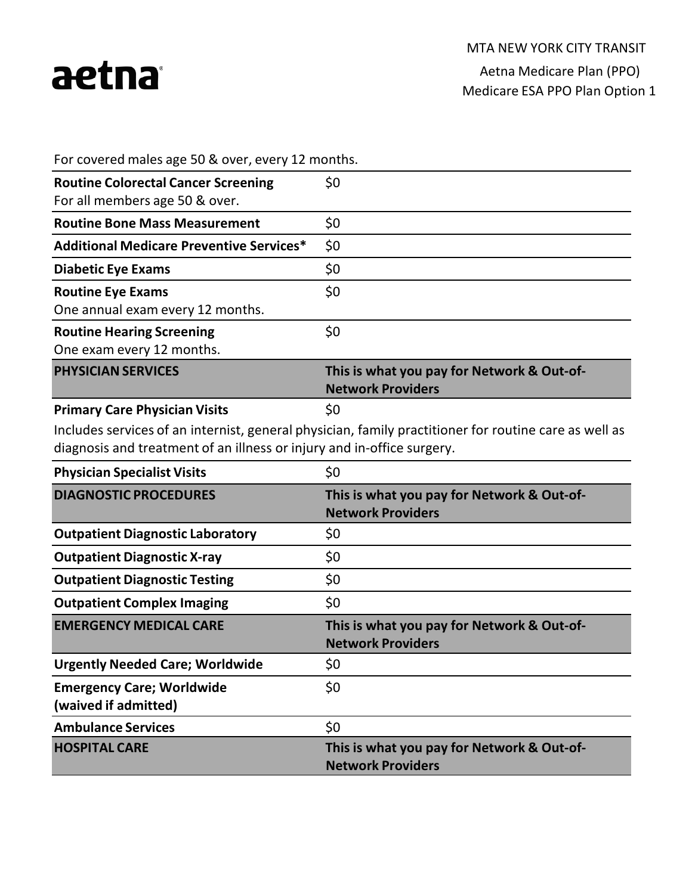For covered males age 50 & over, every 12 months.

| | |
|---|---|
| **Routine Colorectal Cancer Screening**<br>For all members age 50 & over. | $0 |
| **Routine Bone Mass Measurement** | $0 |
| **Additional Medicare Preventive Services*** | $0 |
| **Diabetic Eye Exams** | $0 |
| **Routine Eye Exams**<br>One annual exam every 12 months. | $0 |
| **Routine Hearing Screening**<br>One exam every 12 months. | $0 |
| **PHYSICIAN SERVICES** | **This is what you pay for Network & Out-of-Network Providers** |
| **Primary Care Physician Visits**<br>Includes services of an internist, general physician, family practitioner for routine care as well as diagnosis and treatment of an illness or injury and in-office surgery. | $0 |
| **Physician Specialist Visits** | $0 |
| **DIAGNOSTIC PROCEDURES** | **This is what you pay for Network & Out-of-Network Providers** |
| **Outpatient Diagnostic Laboratory** | $0 |
| **Outpatient Diagnostic X-ray** | $0 |
| **Outpatient Diagnostic Testing** | $0 |
| **Outpatient Complex Imaging** | $0 |
| **EMERGENCY MEDICAL CARE** | **This is what you pay for Network & Out-of-Network Providers** |
| **Urgently Needed Care; Worldwide** | $0 |
| **Emergency Care; Worldwide (waived if admitted)** | $0 |
| **Ambulance Services** | $0 |
| **HOSPITAL CARE** | **This is what you pay for Network & Out-of-Network Providers** |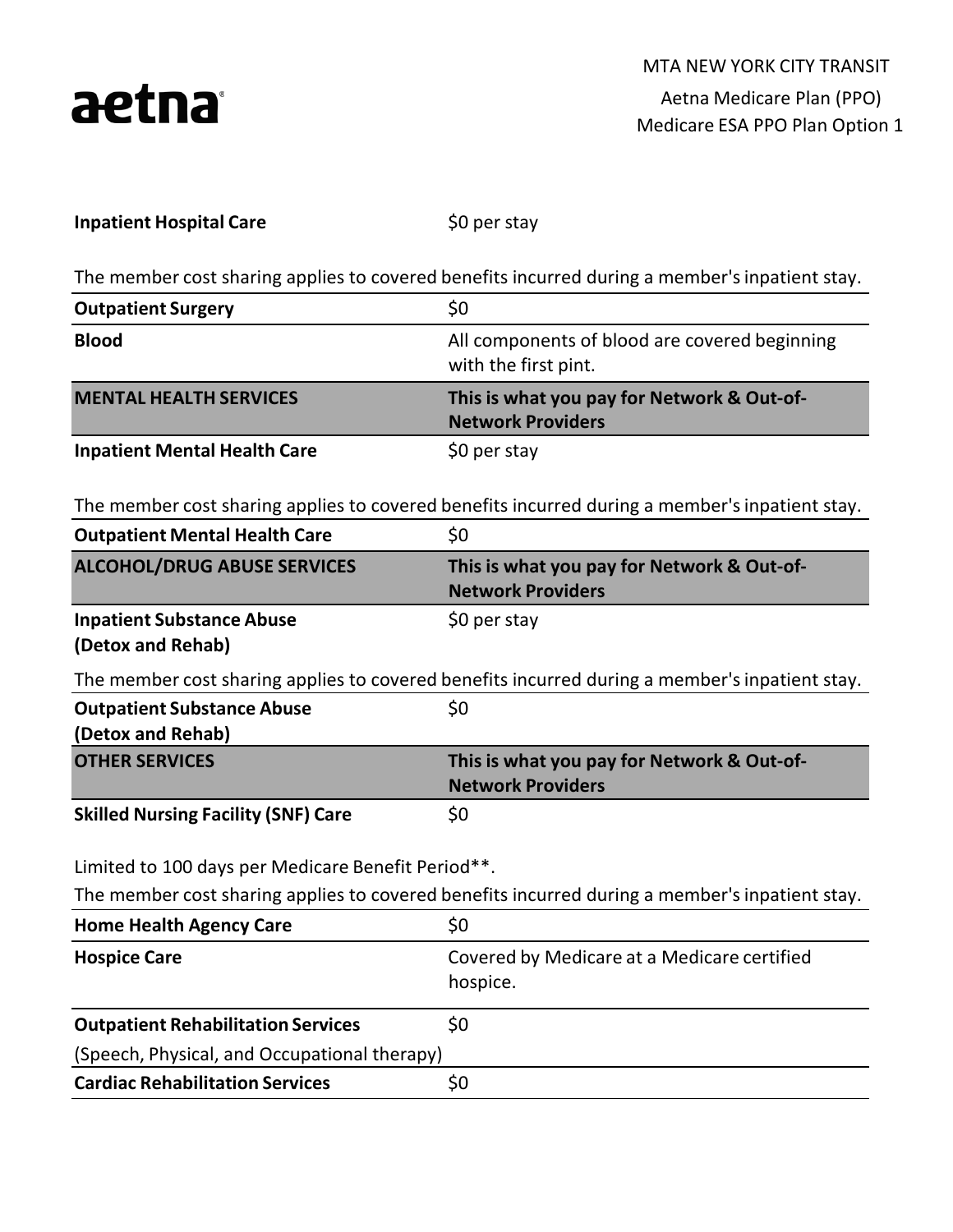MTA NEW YORK CITY TRANSIT

Aetna Medicare Plan (PPO)
Medicare ESA PPO Plan Option 1

| | |
|---|---|
| **Inpatient Hospital Care** | $0 per stay |
| The member cost sharing applies to covered benefits incurred during a member's inpatient stay. | |
| **Outpatient Surgery** | $0 |
| **Blood** | All components of blood are covered beginning with the first pint. |
| **MENTAL HEALTH SERVICES** | **This is what you pay for Network & Out-of-Network Providers** |
| **Inpatient Mental Health Care** | $0 per stay |
| The member cost sharing applies to covered benefits incurred during a member's inpatient stay. | |
| **Outpatient Mental Health Care** | $0 |
| **ALCOHOL/DRUG ABUSE SERVICES** | **This is what you pay for Network & Out-of-Network Providers** |
| **Inpatient Substance Abuse (Detox and Rehab)** | $0 per stay |
| The member cost sharing applies to covered benefits incurred during a member's inpatient stay. | |
| **Outpatient Substance Abuse (Detox and Rehab)** | $0 |
| **OTHER SERVICES** | **This is what you pay for Network & Out-of-Network Providers** |
| **Skilled Nursing Facility (SNF) Care** | $0 |
| Limited to 100 days per Medicare Benefit Period**. The member cost sharing applies to covered benefits incurred during a member's inpatient stay. | |
| **Home Health Agency Care** | $0 |
| **Hospice Care** | Covered by Medicare at a Medicare certified hospice. |
| **Outpatient Rehabilitation Services** (Speech, Physical, and Occupational therapy) | $0 |
| **Cardiac Rehabilitation Services** | $0 |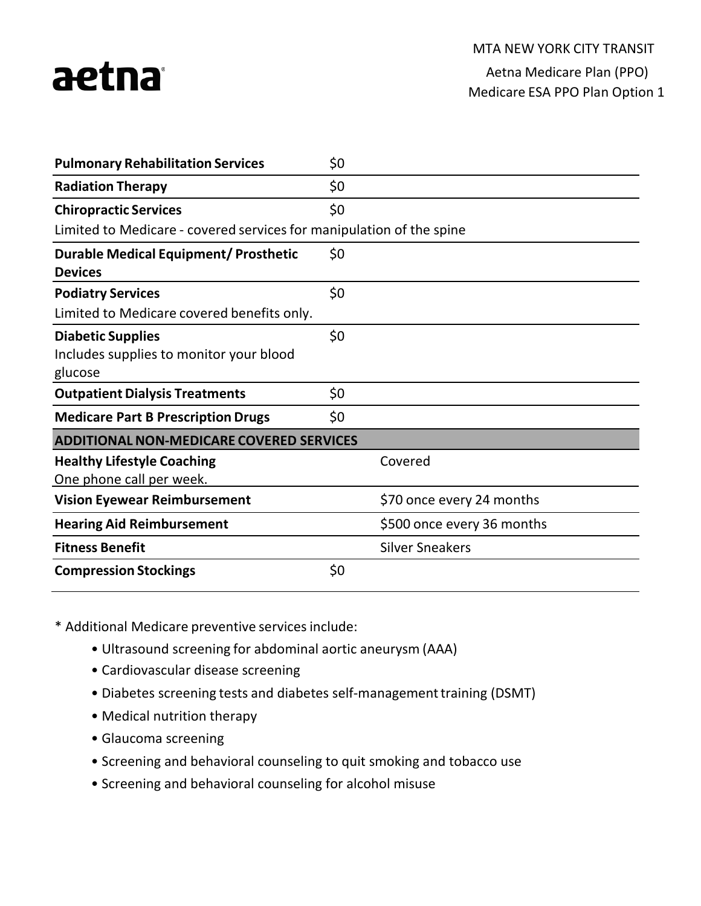MTA NEW YORK CITY TRANSIT

Aetna Medicare Plan (PPO)
Medicare ESA PPO Plan Option 1

| | | |
|---|---|---|
| **Pulmonary Rehabilitation Services** | $0 | |
| **Radiation Therapy** | $0 | |
| **Chiropractic Services**<br>Limited to Medicare - covered services for manipulation of the spine | $0 | |
| **Durable Medical Equipment/ Prosthetic Devices** | $0 | |
| **Podiatry Services**<br>Limited to Medicare covered benefits only. | $0 | |
| **Diabetic Supplies**<br>Includes supplies to monitor your blood glucose | $0 | |
| **Outpatient Dialysis Treatments** | $0 | |
| **Medicare Part B Prescription Drugs** | $0 | |
| **ADDITIONAL NON-MEDICARE COVERED SERVICES** | | |
| **Healthy Lifestyle Coaching**<br>One phone call per week. | | Covered |
| **Vision Eyewear Reimbursement** | | $70 once every 24 months |
| **Hearing Aid Reimbursement** | | $500 once every 36 months |
| **Fitness Benefit** | | Silver Sneakers |
| **Compression Stockings** | $0 | |

* Additional Medicare preventive services include:

- Ultrasound screening for abdominal aortic aneurysm (AAA)
- Cardiovascular disease screening
- Diabetes screening tests and diabetes self-management training (DSMT)
- Medical nutrition therapy
- Glaucoma screening
- Screening and behavioral counseling to quit smoking and tobacco use
- Screening and behavioral counseling for alcohol misuse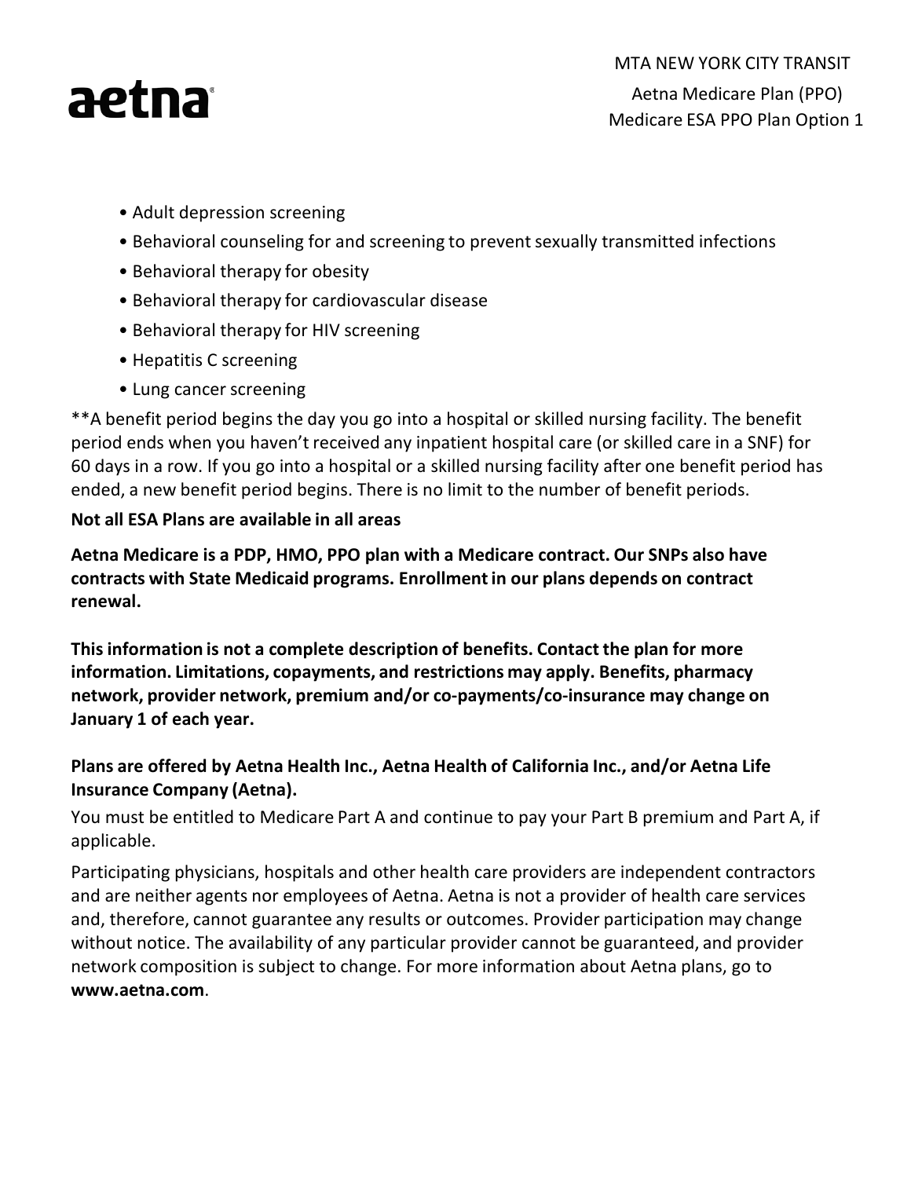- Adult depression screening
- Behavioral counseling for and screening to prevent sexually transmitted infections
- Behavioral therapy for obesity
- Behavioral therapy for cardiovascular disease
- Behavioral therapy for HIV screening
- Hepatitis C screening
- Lung cancer screening

**A benefit period begins the day you go into a hospital or skilled nursing facility. The benefit period ends when you haven't received any inpatient hospital care (or skilled care in a SNF) for 60 days in a row. If you go into a hospital or a skilled nursing facility after one benefit period has ended, a new benefit period begins. There is no limit to the number of benefit periods.

**Not all ESA Plans are available in all areas**

**Aetna Medicare is a PDP, HMO, PPO plan with a Medicare contract. Our SNPs also have contracts with State Medicaid programs. Enrollment in our plans depends on contract renewal.**

**This information is not a complete description of benefits. Contact the plan for more information. Limitations, copayments, and restrictions may apply. Benefits, pharmacy network, provider network, premium and/or co-payments/co-insurance may change on January 1 of each year.**

**Plans are offered by Aetna Health Inc., Aetna Health of California Inc., and/or Aetna Life Insurance Company (Aetna).**

You must be entitled to Medicare Part A and continue to pay your Part B premium and Part A, if applicable.

Participating physicians, hospitals and other health care providers are independent contractors and are neither agents nor employees of Aetna. Aetna is not a provider of health care services and, therefore, cannot guarantee any results or outcomes. Provider participation may change without notice. The availability of any particular provider cannot be guaranteed, and provider network composition is subject to change. For more information about Aetna plans, go to **www.aetna.com**.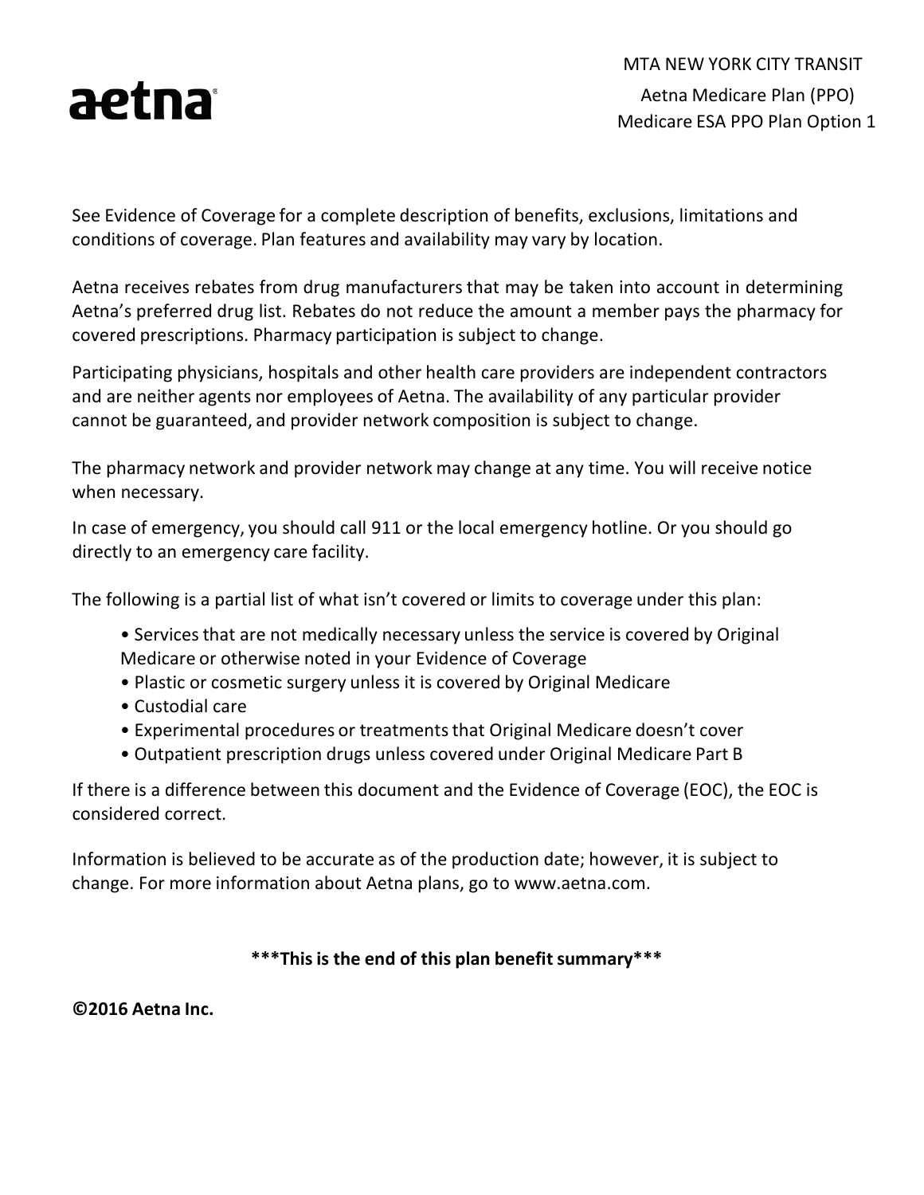aetna

MTA NEW YORK CITY TRANSIT

Aetna Medicare Plan (PPO)
Medicare ESA PPO Plan Option 1

See Evidence of Coverage for a complete description of benefits, exclusions, limitations and conditions of coverage. Plan features and availability may vary by location.

Aetna receives rebates from drug manufacturers that may be taken into account in determining Aetna's preferred drug list. Rebates do not reduce the amount a member pays the pharmacy for covered prescriptions. Pharmacy participation is subject to change.

Participating physicians, hospitals and other health care providers are independent contractors and are neither agents nor employees of Aetna. The availability of any particular provider cannot be guaranteed, and provider network composition is subject to change.

The pharmacy network and provider network may change at any time. You will receive notice when necessary.

In case of emergency, you should call 911 or the local emergency hotline. Or you should go directly to an emergency care facility.

The following is a partial list of what isn't covered or limits to coverage under this plan:

- Services that are not medically necessary unless the service is covered by Original Medicare or otherwise noted in your Evidence of Coverage
- Plastic or cosmetic surgery unless it is covered by Original Medicare
- Custodial care
- Experimental procedures or treatments that Original Medicare doesn't cover
- Outpatient prescription drugs unless covered under Original Medicare Part B

If there is a difference between this document and the Evidence of Coverage (EOC), the EOC is considered correct.

Information is believed to be accurate as of the production date; however, it is subject to change. For more information about Aetna plans, go to www.aetna.com.

**\*\*\*This is the end of this plan benefit summary\*\*\***

**©2016 Aetna Inc.**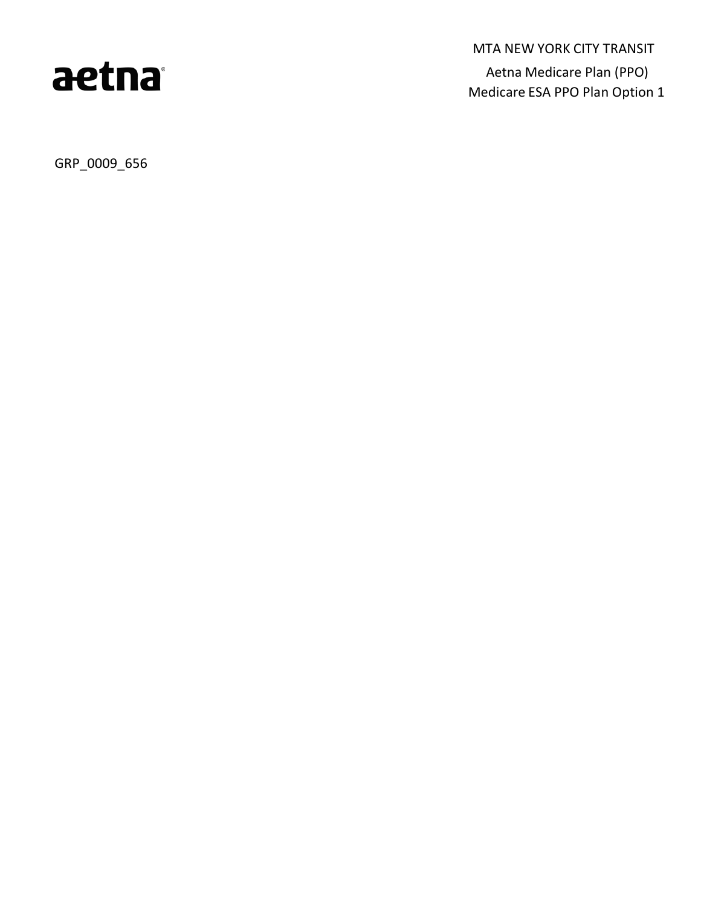aetna

MTA NEW YORK CITY TRANSIT

Aetna Medicare Plan (PPO)

Medicare ESA PPO Plan Option 1

GRP_0009_656